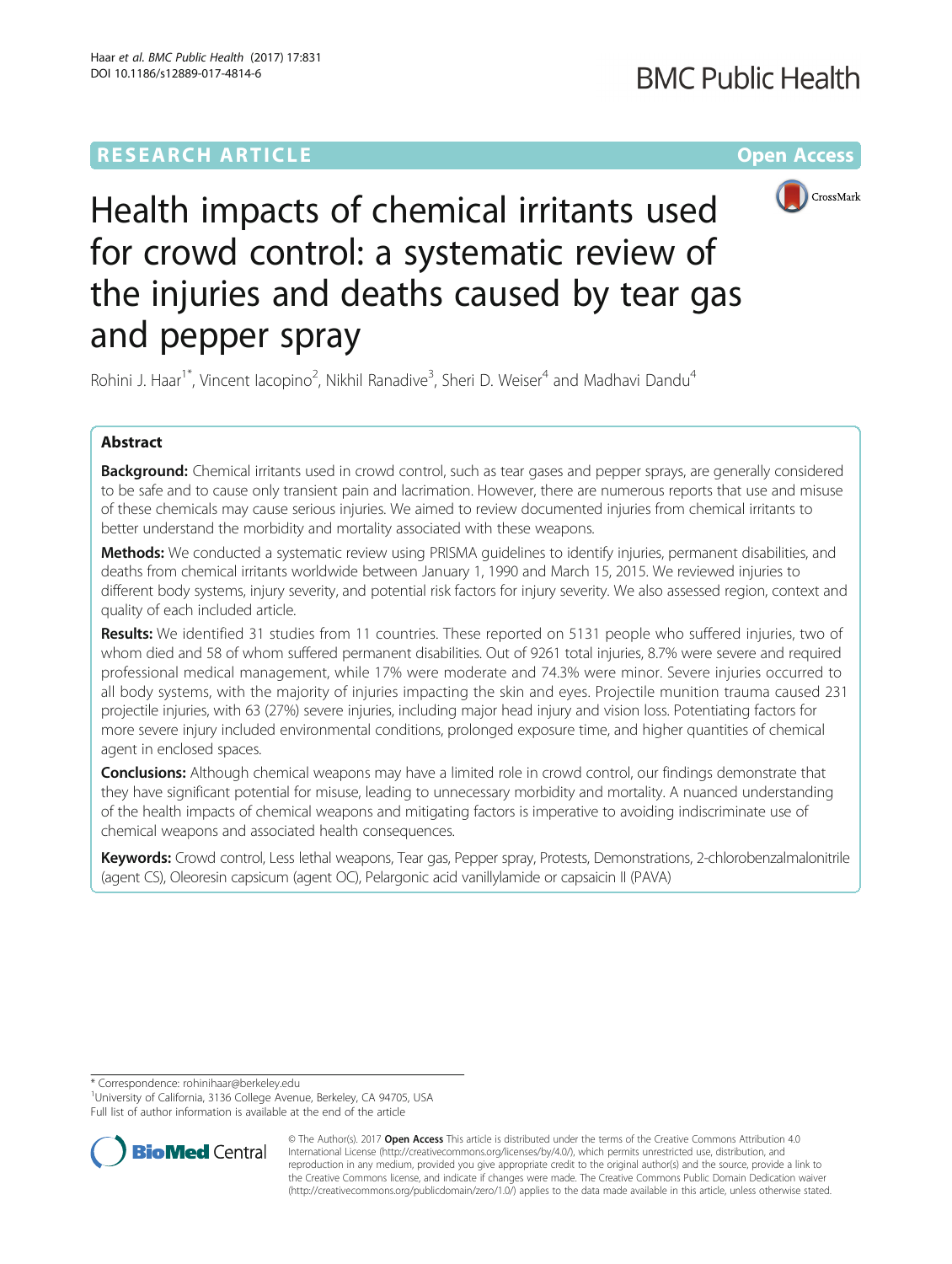RESEARCH ARTICLE

Open Access

# Health impacts of chemical irritants used for crowd control: a systematic review of the injuries and deaths caused by tear gas and pepper spray

Rohini J. Haar[1*], Vincent Iacopino[2], Nikhil Ranadive[3], Sheri D. Weiser[4] and Madhavi Dandu[4]

## Abstract

**Background:** Chemical irritants used in crowd control, such as tear gases and pepper sprays, are generally considered to be safe and to cause only transient pain and lacrimation. However, there are numerous reports that use and misuse of these chemicals may cause serious injuries. We aimed to review documented injuries from chemical irritants to better understand the morbidity and mortality associated with these weapons.

**Methods:** We conducted a systematic review using PRISMA guidelines to identify injuries, permanent disabilities, and deaths from chemical irritants worldwide between January 1, 1990 and March 15, 2015. We reviewed injuries to different body systems, injury severity, and potential risk factors for injury severity. We also assessed region, context and quality of each included article.

**Results:** We identified 31 studies from 11 countries. These reported on 5131 people who suffered injuries, two of whom died and 58 of whom suffered permanent disabilities. Out of 9261 total injuries, 8.7% were severe and required professional medical management, while 17% were moderate and 74.3% were minor. Severe injuries occurred to all body systems, with the majority of injuries impacting the skin and eyes. Projectile munition trauma caused 231 projectile injuries, with 63 (27%) severe injuries, including major head injury and vision loss. Potentiating factors for more severe injury included environmental conditions, prolonged exposure time, and higher quantities of chemical agent in enclosed spaces.

**Conclusions:** Although chemical weapons may have a limited role in crowd control, our findings demonstrate that they have significant potential for misuse, leading to unnecessary morbidity and mortality. A nuanced understanding of the health impacts of chemical weapons and mitigating factors is imperative to avoiding indiscriminate use of chemical weapons and associated health consequences.

**Keywords:** Crowd control, Less lethal weapons, Tear gas, Pepper spray, Protests, Demonstrations, 2-chlorobenzalmalonitrile (agent CS), Oleoresin capsicum (agent OC), Pelargonic acid vanillylamide or capsaicin II (PAVA)

\* Correspondence: rohinihaar@berkeley.edu
[1]University of California, 3136 College Avenue, Berkeley, CA 94705, USA
Full list of author information is available at the end of the article

© The Author(s). 2017 **Open Access** This article is distributed under the terms of the Creative Commons Attribution 4.0 International License (http://creativecommons.org/licenses/by/4.0/), which permits unrestricted use, distribution, and reproduction in any medium, provided you give appropriate credit to the original author(s) and the source, provide a link to the Creative Commons license, and indicate if changes were made. The Creative Commons Public Domain Dedication waiver (http://creativecommons.org/publicdomain/zero/1.0/) applies to the data made available in this article, unless otherwise stated.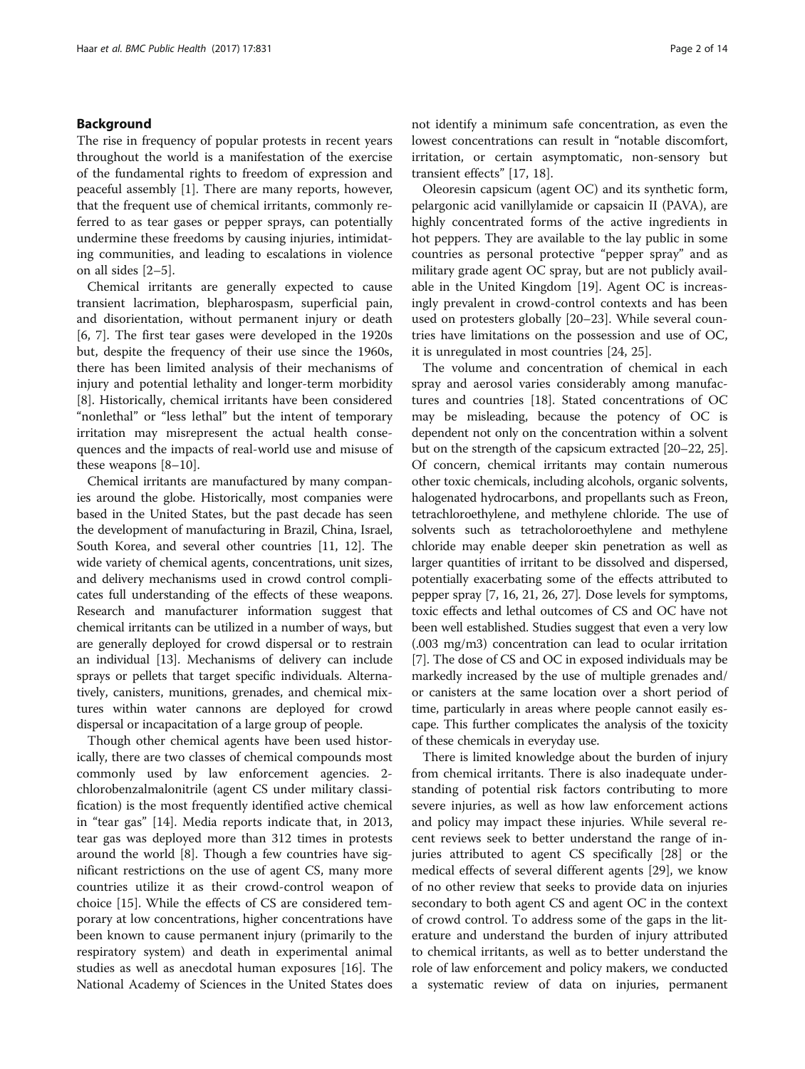## Background

The rise in frequency of popular protests in recent years throughout the world is a manifestation of the exercise of the fundamental rights to freedom of expression and peaceful assembly [1]. There are many reports, however, that the frequent use of chemical irritants, commonly referred to as tear gases or pepper sprays, can potentially undermine these freedoms by causing injuries, intimidating communities, and leading to escalations in violence on all sides [2–5].

Chemical irritants are generally expected to cause transient lacrimation, blepharospasm, superficial pain, and disorientation, without permanent injury or death [6, 7]. The first tear gases were developed in the 1920s but, despite the frequency of their use since the 1960s, there has been limited analysis of their mechanisms of injury and potential lethality and longer-term morbidity [8]. Historically, chemical irritants have been considered "nonlethal" or "less lethal" but the intent of temporary irritation may misrepresent the actual health consequences and the impacts of real-world use and misuse of these weapons [8–10].

Chemical irritants are manufactured by many companies around the globe. Historically, most companies were based in the United States, but the past decade has seen the development of manufacturing in Brazil, China, Israel, South Korea, and several other countries [11, 12]. The wide variety of chemical agents, concentrations, unit sizes, and delivery mechanisms used in crowd control complicates full understanding of the effects of these weapons. Research and manufacturer information suggest that chemical irritants can be utilized in a number of ways, but are generally deployed for crowd dispersal or to restrain an individual [13]. Mechanisms of delivery can include sprays or pellets that target specific individuals. Alternatively, canisters, munitions, grenades, and chemical mixtures within water cannons are deployed for crowd dispersal or incapacitation of a large group of people.

Though other chemical agents have been used historically, there are two classes of chemical compounds most commonly used by law enforcement agencies. 2-chlorobenzalmalonitrile (agent CS under military classification) is the most frequently identified active chemical in "tear gas" [14]. Media reports indicate that, in 2013, tear gas was deployed more than 312 times in protests around the world [8]. Though a few countries have significant restrictions on the use of agent CS, many more countries utilize it as their crowd-control weapon of choice [15]. While the effects of CS are considered temporary at low concentrations, higher concentrations have been known to cause permanent injury (primarily to the respiratory system) and death in experimental animal studies as well as anecdotal human exposures [16]. The National Academy of Sciences in the United States does not identify a minimum safe concentration, as even the lowest concentrations can result in "notable discomfort, irritation, or certain asymptomatic, non-sensory but transient effects" [17, 18].

Oleoresin capsicum (agent OC) and its synthetic form, pelargonic acid vanillylamide or capsaicin II (PAVA), are highly concentrated forms of the active ingredients in hot peppers. They are available to the lay public in some countries as personal protective "pepper spray" and as military grade agent OC spray, but are not publicly available in the United Kingdom [19]. Agent OC is increasingly prevalent in crowd-control contexts and has been used on protesters globally [20–23]. While several countries have limitations on the possession and use of OC, it is unregulated in most countries [24, 25].

The volume and concentration of chemical in each spray and aerosol varies considerably among manufactures and countries [18]. Stated concentrations of OC may be misleading, because the potency of OC is dependent not only on the concentration within a solvent but on the strength of the capsicum extracted [20–22, 25]. Of concern, chemical irritants may contain numerous other toxic chemicals, including alcohols, organic solvents, halogenated hydrocarbons, and propellants such as Freon, tetrachloroethylene, and methylene chloride. The use of solvents such as tetracholoroethylene and methylene chloride may enable deeper skin penetration as well as larger quantities of irritant to be dissolved and dispersed, potentially exacerbating some of the effects attributed to pepper spray [7, 16, 21, 26, 27]. Dose levels for symptoms, toxic effects and lethal outcomes of CS and OC have not been well established. Studies suggest that even a very low (.003 mg/m3) concentration can lead to ocular irritation [7]. The dose of CS and OC in exposed individuals may be markedly increased by the use of multiple grenades and/or canisters at the same location over a short period of time, particularly in areas where people cannot easily escape. This further complicates the analysis of the toxicity of these chemicals in everyday use.

There is limited knowledge about the burden of injury from chemical irritants. There is also inadequate understanding of potential risk factors contributing to more severe injuries, as well as how law enforcement actions and policy may impact these injuries. While several recent reviews seek to better understand the range of injuries attributed to agent CS specifically [28] or the medical effects of several different agents [29], we know of no other review that seeks to provide data on injuries secondary to both agent CS and agent OC in the context of crowd control. To address some of the gaps in the literature and understand the burden of injury attributed to chemical irritants, as well as to better understand the role of law enforcement and policy makers, we conducted a systematic review of data on injuries, permanent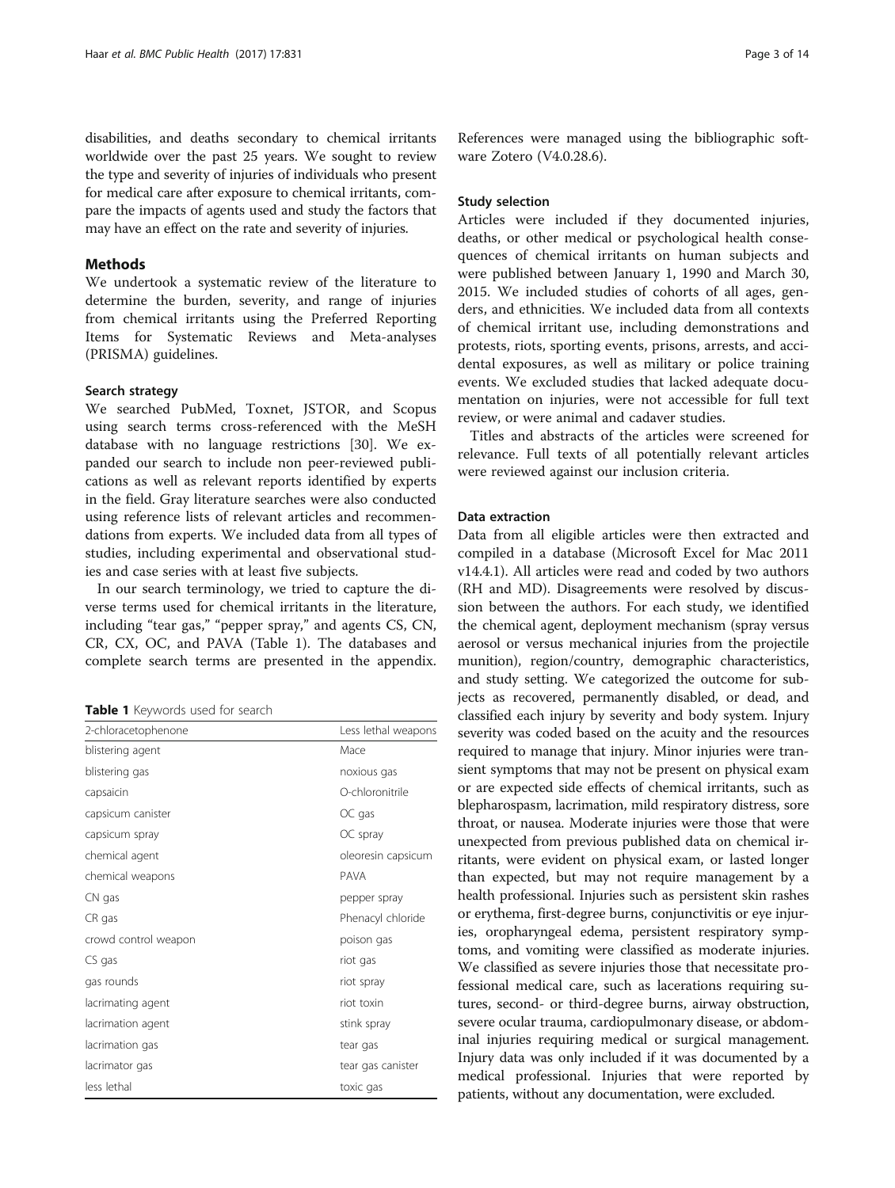disabilities, and deaths secondary to chemical irritants worldwide over the past 25 years. We sought to review the type and severity of injuries of individuals who present for medical care after exposure to chemical irritants, compare the impacts of agents used and study the factors that may have an effect on the rate and severity of injuries.

## Methods

We undertook a systematic review of the literature to determine the burden, severity, and range of injuries from chemical irritants using the Preferred Reporting Items for Systematic Reviews and Meta-analyses (PRISMA) guidelines.

### Search strategy

We searched PubMed, Toxnet, JSTOR, and Scopus using search terms cross-referenced with the MeSH database with no language restrictions [30]. We expanded our search to include non peer-reviewed publications as well as relevant reports identified by experts in the field. Gray literature searches were also conducted using reference lists of relevant articles and recommendations from experts. We included data from all types of studies, including experimental and observational studies and case series with at least five subjects.

In our search terminology, we tried to capture the diverse terms used for chemical irritants in the literature, including "tear gas," "pepper spray," and agents CS, CN, CR, CX, OC, and PAVA (Table 1). The databases and complete search terms are presented in the appendix.

**Table 1** Keywords used for search

| | |
|---|---|
| 2-chloracetophenone | Less lethal weapons |
| blistering agent | Mace |
| blistering gas | noxious gas |
| capsaicin | O-chloronitrile |
| capsicum canister | OC gas |
| capsicum spray | OC spray |
| chemical agent | oleoresin capsicum |
| chemical weapons | PAVA |
| CN gas | pepper spray |
| CR gas | Phenacyl chloride |
| crowd control weapon | poison gas |
| CS gas | riot gas |
| gas rounds | riot spray |
| lacrimating agent | riot toxin |
| lacrimation agent | stink spray |
| lacrimation gas | tear gas |
| lacrimator gas | tear gas canister |
| less lethal | toxic gas |

References were managed using the bibliographic software Zotero (V4.0.28.6).

### Study selection

Articles were included if they documented injuries, deaths, or other medical or psychological health consequences of chemical irritants on human subjects and were published between January 1, 1990 and March 30, 2015. We included studies of cohorts of all ages, genders, and ethnicities. We included data from all contexts of chemical irritant use, including demonstrations and protests, riots, sporting events, prisons, arrests, and accidental exposures, as well as military or police training events. We excluded studies that lacked adequate documentation on injuries, were not accessible for full text review, or were animal and cadaver studies.

Titles and abstracts of the articles were screened for relevance. Full texts of all potentially relevant articles were reviewed against our inclusion criteria.

### Data extraction

Data from all eligible articles were then extracted and compiled in a database (Microsoft Excel for Mac 2011 v14.4.1). All articles were read and coded by two authors (RH and MD). Disagreements were resolved by discussion between the authors. For each study, we identified the chemical agent, deployment mechanism (spray versus aerosol or versus mechanical injuries from the projectile munition), region/country, demographic characteristics, and study setting. We categorized the outcome for subjects as recovered, permanently disabled, or dead, and classified each injury by severity and body system. Injury severity was coded based on the acuity and the resources required to manage that injury. Minor injuries were transient symptoms that may not be present on physical exam or are expected side effects of chemical irritants, such as blepharospasm, lacrimation, mild respiratory distress, sore throat, or nausea. Moderate injuries were those that were unexpected from previous published data on chemical irritants, were evident on physical exam, or lasted longer than expected, but may not require management by a health professional. Injuries such as persistent skin rashes or erythema, first-degree burns, conjunctivitis or eye injuries, oropharyngeal edema, persistent respiratory symptoms, and vomiting were classified as moderate injuries. We classified as severe injuries those that necessitate professional medical care, such as lacerations requiring sutures, second- or third-degree burns, airway obstruction, severe ocular trauma, cardiopulmonary disease, or abdominal injuries requiring medical or surgical management. Injury data was only included if it was documented by a medical professional. Injuries that were reported by patients, without any documentation, were excluded.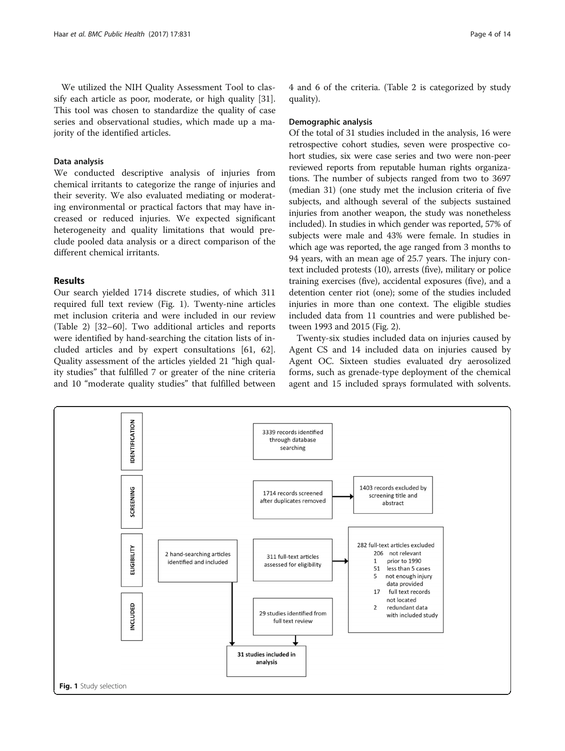We utilized the NIH Quality Assessment Tool to classify each article as poor, moderate, or high quality [31]. This tool was chosen to standardize the quality of case series and observational studies, which made up a majority of the identified articles.

### Data analysis

We conducted descriptive analysis of injuries from chemical irritants to categorize the range of injuries and their severity. We also evaluated mediating or moderating environmental or practical factors that may have increased or reduced injuries. We expected significant heterogeneity and quality limitations that would preclude pooled data analysis or a direct comparison of the different chemical irritants.

## Results

Our search yielded 1714 discrete studies, of which 311 required full text review (Fig. 1). Twenty-nine articles met inclusion criteria and were included in our review (Table 2) [32–60]. Two additional articles and reports were identified by hand-searching the citation lists of included articles and by expert consultations [61, 62]. Quality assessment of the articles yielded 21 "high quality studies" that fulfilled 7 or greater of the nine criteria and 10 "moderate quality studies" that fulfilled between 4 and 6 of the criteria. (Table 2 is categorized by study quality).

### Demographic analysis

Of the total of 31 studies included in the analysis, 16 were retrospective cohort studies, seven were prospective cohort studies, six were case series and two were non-peer reviewed reports from reputable human rights organizations. The number of subjects ranged from two to 3697 (median 31) (one study met the inclusion criteria of five subjects, and although several of the subjects sustained injuries from another weapon, the study was nonetheless included). In studies in which gender was reported, 57% of subjects were male and 43% were female. In studies in which age was reported, the age ranged from 3 months to 94 years, with an mean age of 25.7 years. The injury context included protests (10), arrests (five), military or police training exercises (five), accidental exposures (five), and a detention center riot (one); some of the studies included injuries in more than one context. The eligible studies included data from 11 countries and were published between 1993 and 2015 (Fig. 2).

Twenty-six studies included data on injuries caused by Agent CS and 14 included data on injuries caused by Agent OC. Sixteen studies evaluated dry aerosolized forms, such as grenade-type deployment of the chemical agent and 15 included sprays formulated with solvents.

IDENTIFICATION

SCREENING

ELIGIBILITY

INCLUDED

3339 records identified through database searching

1714 records screened after duplicates removed

1403 records excluded by screening title and abstract

2 hand-searching articles identified and included

311 full-text articles assessed for eligibility

282 full-text articles excluded
206 not relevant
1 prior to 1990
51 less than 5 cases
5 not enough injury data provided
17 full text records not located
2 redundant data with included study

29 studies identified from full text review

31 studies included in analysis

**Fig. 1** Study selection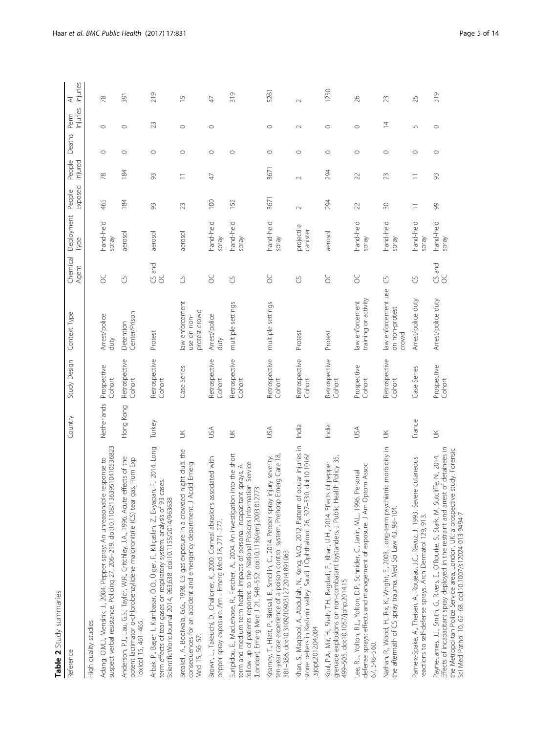**Table 2** Study summaries

| Reference | Country | Study Design | Context Type | Chemical Agent | Deployment Type | People Exposed | People Injured | Deaths | Perm Injuries | All injuries |
|---|---|---|---|---|---|---|---|---|---|---|
| High quality studies | | | | | | | | | | |
| Adang, O.M.J., Mensink, J., 2004. Pepper spray: An unreasonable response to suspect verbal resistance. Policing 27, 206–219. doi:10.1108/13639510410536823 | Netherlands | Prospective Cohort | Arrest/police duty | OC | hand-held spray | 465 | 78 | 0 | 0 | 78 |
| Anderson, P.J., Lau, G.S., Taylor, W.R., Critchley, J.A., 1996. Acute effects of the potent lacrimator o-chlorobenzylidene malononitrile (CS) tear gas. Hum Exp Toxicol 15, 461–465. | Hong Kong | Retrospective Cohort | Detention Center/Prison | CS | aerosol | 184 | 184 | 0 | 0 | 391 |
| Arbak, P., Başer, I., Kumbasar, Ö.O., Ülger, F., Kılıçaslan, Z., Evyapan, F., 2014. Long term effects of tear gases on respiratory system: analysis of 93 cases. ScientificWorldJournal 2014, 963638. doi:10.1155/2014/963638 | Turkey | Retrospective Cohort | Protest | CS and OC | aerosol | 93 | 93 | 0 | 23 | 219 |
| Breakell, A., Bodiwala, G.G., 1998. CS gas exposure in a crowded night club: the consequences for an accident and emergency department. J Accid Emerg Med 15, 56–57. | UK | Case Series | law enforcement use on non-protest crowd | CS | aerosol | 23 | 11 | 0 | 0 | 15 |
| Brown, L., Takeuchi, D., Challoner, K., 2000. Corneal abrasions associated with pepper spray exposure. Am J Emerg Med 18, 271–272. | USA | Retrospective Cohort | Arrest/police duty | OC | hand-held spray | 100 | 47 | 0 | 0 | 47 |
| Euripidou, E., MacLehose, R., Fletcher, A., 2004. An investigation into the short term and medium term health impacts of personal incapacitant sprays. A follow up of patients reported to the National Poisons Information Service (London). Emerg Med J 21, 548–552. doi:10.1136/emj.2003.012773 | UK | Retrospective Cohort | multiple settings | CS | hand-held spray | 152 | | 0 | | 319 |
| Kearney, T., Hiatt, P., Birdsall, E., Smollin, C., 2014. Pepper spray injury severity: ten-year case experience of a poison control system. Prehosp Emerg Care 18, 381–386. doi:10.3109/10903127.2014.891063 | USA | Retrospective Cohort | multiple settings | OC | hand-held spray | 3671 | 3671 | 0 | 0 | 5261 |
| Khan, S., Maqbool, A., Abdullah, N., Keng, M.Q., 2012. Pattern of ocular injuries in stone pelters in Kashmir valley. Saudi J Ophthalmol 26, 327–330. doi:10.1016/j.sjopt.2012.04.004 | India | Retrospective Cohort | Protest | CS | projectile canister | 2 | 2 | 0 | 2 | 2 |
| Koul, P.A., Mir, H., Shah, T.H., Bagdadi, F., Khan, U.H., 2014. Effects of pepper grenade explosions on non-combatant bystanders. J Public Health Policy 35, 499–505. doi:10.1057/jphp.2014.15 | India | Retrospective Cohort | Protest | OC | aerosol | 294 | 294 | 0 | 0 | 1230 |
| Lee, R.J., Yolton, R.L., Yolton, D.P., Schnider, C., Janin, M.L., 1996. Personal defense sprays: effects and management of exposure. J Am Optom Assoc 67, 548–560. | USA | Prospective Cohort | law enforcement training or activity | OC | hand-held spray | 22 | 22 | 0 | 0 | 26 |
| Nathan, R., Wood, H., Rix, K., Wright, E., 2003. Long-term psychiatric morbidity in the aftermath of CS spray trauma. Med Sci Law 43, 98–104. | UK | Retrospective Cohort | law enforcement use on non-protest crowd | CS | hand-held spray | 30 | 23 | 0 | 14 | 23 |
| Parneix-Spake, A., Theisen, A., Roujeau, J.C., Revuz, J., 1993. Severe cutaneous reactions to self-defense sprays. Arch Dermatol 129, 913. | France | Case Series | Arrest/police duty | CS | hand-held spray | 11 | 11 | 0 | 5 | 25 |
| Payne-James, J.J., Smith, G., Rivers, E., O'Rourke, S., Stark, M., Sutcliffe, N., 2014. Effects of incapacitant spray deployed in the restraint and arrest of detainees in the Metropolitan Police Service area, London, UK: a prospective study. Forensic Sci Med Pathol 10, 62–68. doi:10.1007/s12024-013-9494-7 | UK | Prospective Cohort | Arrest/police duty | CS and OC | hand-held spray | 99 | 93 | 0 | 0 | 319 |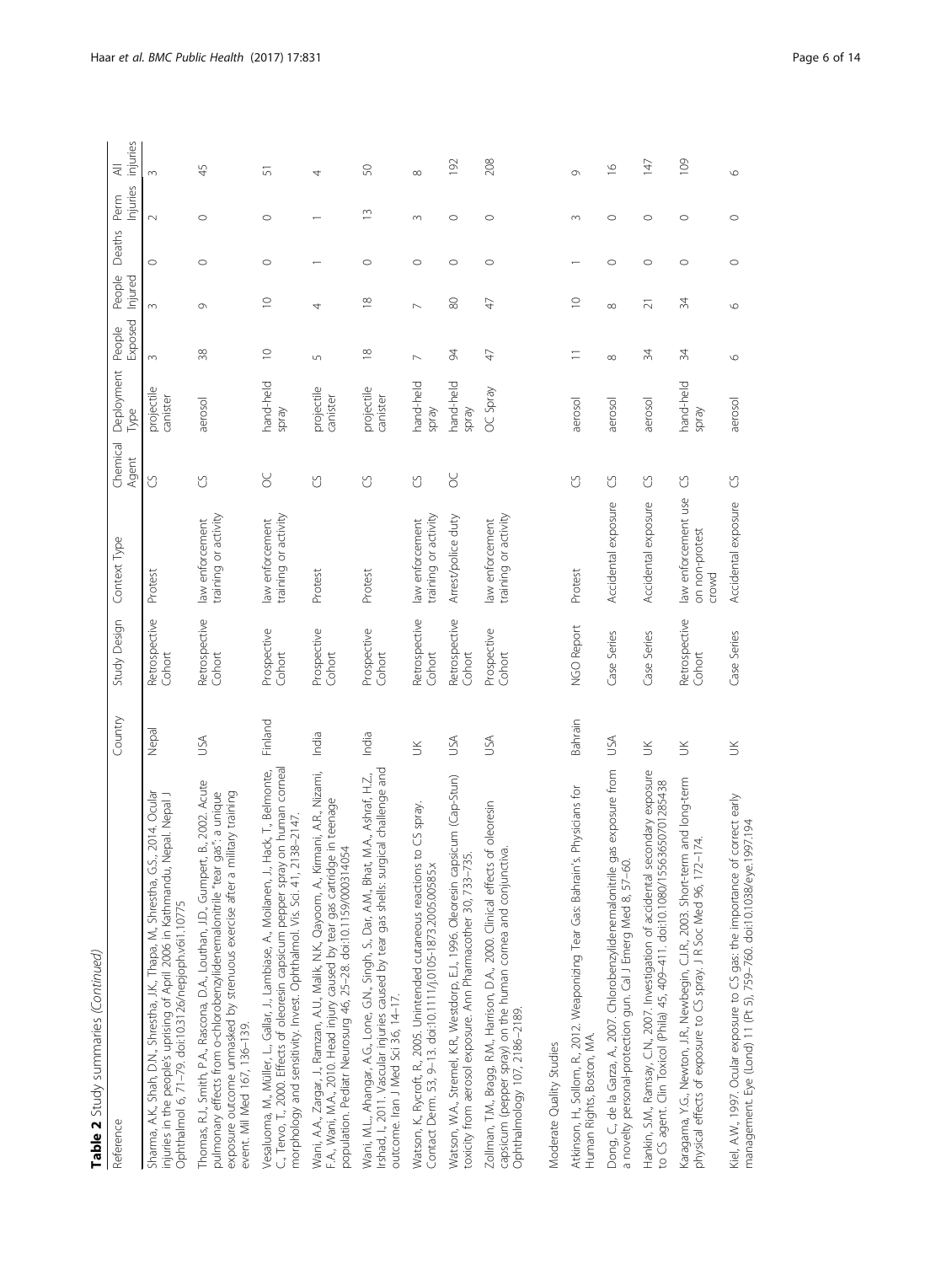**Table 2** Study summaries *(Continued)*

| Reference | Country | Study Design | Context Type | Chemical Agent | Deployment Type | People Exposed | People Injured | Deaths | Perm Injuries | All injuries |
|---|---|---|---|---|---|---|---|---|---|---|
| Sharma, A.K., Shah, D.N., Shrestha, J.K., Thapa, M., Shrestha, G.S., 2014. Ocular injuries in the people's uprising of April 2006 in Kathmandu, Nepal. Nepal J Ophthalmol 6, 71–79. doi:10.3126/nepjoph.v6i1.10775 | Nepal | Retrospective Cohort | Protest | CS | projectile canister | 3 | 3 | 0 | 2 | 3 |
| Thomas, R.J., Smith, P.A., Rascona, D.A., Louthan, J.D., Gumpert, B., 2002. Acute pulmonary effects from o-chlorobenzylidenemalonitrile "tear gas": a unique exposure outcome unmasked by strenuous exercise after a military training event. Mil Med 167, 136–139. | USA | Retrospective Cohort | law enforcement training or activity | CS | aerosol | 38 | 9 | 0 | 0 | 45 |
| Vesaluoma, M., Müller, L., Gallar, J., Lambiase, A., Moilanen, J., Hack, T., Belmonte, C., Tervo, T., 2000. Effects of oleoresin capsicum pepper spray on human corneal morphology and sensitivity. Invest. Ophthalmol. Vis. Sci. 41, 2138–2147. | Finland | Prospective Cohort | law enforcement training or activity | OC | hand-held spray | 10 | 10 | 0 | 0 | 51 |
| Wani, A.A., Zargar, J., Ramzan, A.U., Malik, N.K., Qayoom, A., Kirmani, A.R., Nizami, F.A., Wani, M.A., 2010. Head injury caused by tear gas cartridge in teenage population. Pediatr Neurosurg 46, 25–28. doi:10.1159/000314054 | India | Prospective Cohort | Protest | CS | projectile canister | 5 | 4 | 1 | 1 | 4 |
| Wani, M.L., Ahangar, A.G., Lone, G.N., Singh, S., Dar, A.M., Bhat, M.A., Ashraf, H.Z., Irshad, I., 2011. Vascular injuries caused by tear gas shells: surgical challenge and outcome. Iran J Med Sci 36, 14–17. | India | Prospective Cohort | Protest | CS | projectile canister | 18 | 18 | 0 | 13 | 50 |
| Watson, K., Rycroft, R., 2005. Unintended cutaneous reactions to CS spray. Contact Derm. 53, 9–13. doi:10.1111/j.0105-1873.2005.00585.x | UK | Retrospective Cohort | law enforcement training or activity | CS | hand-held spray | 7 | 7 | 0 | 3 | 8 |
| Watson, W.A., Stremel, K.R., Westdorp, E.J., 1996. Oleoresin capsicum (Cap-Stun) toxicity from aerosol exposure. Ann Pharmacother 30, 733–735. | USA | Retrospective Cohort | Arrest/police duty | OC | hand-held spray | 94 | 80 | 0 | 0 | 192 |
| Zollman, T.M., Bragg, R.M., Harrison, D.A., 2000. Clinical effects of oleoresin capsicum (pepper spray) on the human cornea and conjunctiva. Ophthalmology 107, 2186–2189. | USA | Prospective Cohort | law enforcement training or activity | | OC Spray | 47 | 47 | 0 | 0 | 208 |
| Moderate Quality Studies | | | | | | | | | | |
| Atkinson, H., Sollom, R., 2012. Weaponizing Tear Gas: Bahrain's. Physicians for Human Rights, Boston, MA. | Bahrain | NGO Report | Protest | CS | aerosol | 11 | 10 | 1 | 3 | 9 |
| Dong, C., de la Garza, A., 2007. Chlorobenzylidenemalonitrile gas exposure from a novelty personal-protection gun. Cal J Emerg Med 8, 57–60. | USA | Case Series | Accidental exposure | CS | aerosol | 8 | 8 | 0 | 0 | 16 |
| Hankin, S.M., Ramsay, C.N., 2007. Investigation of accidental secondary exposure to CS agent. Clin Toxicol (Phila) 45, 409–411. doi:10.1080/15563650701285438 | UK | Case Series | Accidental exposure | CS | aerosol | 34 | 21 | 0 | 0 | 147 |
| Karagama, Y.G., Newton, J.R., Newbegin, C.J.R., 2003. Short-term and long-term physical effects of exposure to CS spray. J R Soc Med 96, 172–174. | UK | Retrospective Cohort | law enforcement use on non-protest crowd | CS | hand-held spray | 34 | 34 | 0 | 0 | 109 |
| Kiel, A.W., 1997. Ocular exposure to CS gas: the importance of correct early management. Eye (Lond) 11 (Pt 5), 759–760. doi:10.1038/eye.1997.194 | UK | Case Series | Accidental exposure | CS | aerosol | 6 | 6 | 0 | 0 | 6 |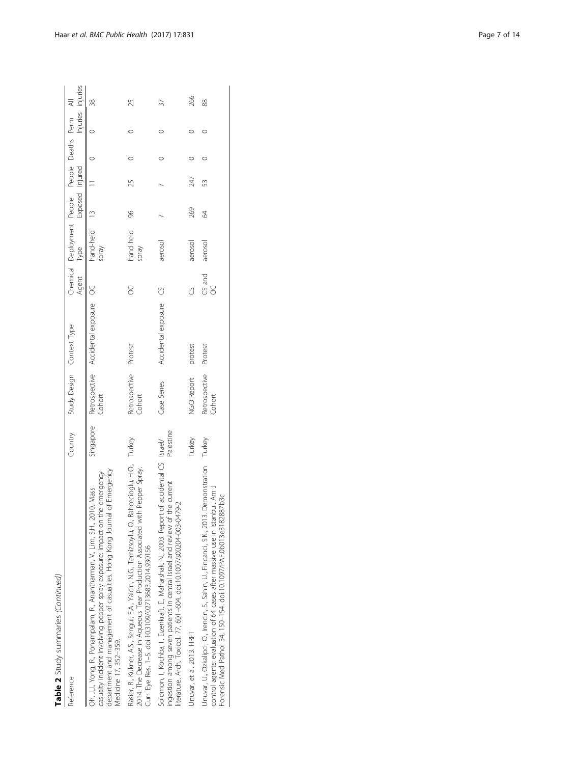**Table 2** Study summaries *(Continued)*

| Reference | Country | Study Design | Context Type | Chemical Agent | Deployment Type | People Exposed | People Injured | Deaths | Perm Injuries | All injuries |
|---|---|---|---|---|---|---|---|---|---|---|
| Oh, J.J., Yong, R., Ponampalam, R., Anantharman, V., Lim, S.H., 2010. Mass casualty incident involving pepper spray exposure: Impact on the emergency department and management of casualties. Hong Kong Journal of Emergency Medicine 17, 352–359. | Singapore | Retrospective Cohort | Accidental exposure | OC | hand-held spray | 13 | 11 | 0 | 0 | 38 |
| Rasier, R., Kukner, A.S., Sengul, E.A., Yalcin, N.G., Temizsoylu, O., Bahcecioglu, H.O., 2014. The Decrease in Aqueous Tear Production Associated with Pepper Spray. Curr. Eye Res. 1–5. doi:10.3109/02713683.2014.930156 | Turkey | Retrospective Cohort | Protest | OC | hand-held spray | 96 | 25 | 0 | 0 | 25 |
| Solomon, I., Kochba, I., Eizenkraft, E., Maharshak, N., 2003. Report of accidental CS ingestion among seven patients in central Israel and review of the current literature. Arch. Toxicol. 77, 601–604. doi:10.1007/s00204-003-0479-2 | Israel/ Palestine | Case Series | Accidental exposure | CS | aerosol | 7 | 7 | 0 | 0 | 37 |
| Unuvar, et al. 2013. HRFT | Turkey | NGO Report | protest | CS | aerosol | 269 | 247 | 0 | 0 | 266 |
| Unuvar, U., Ozkalipci, O., Irencin, S., Sahin, U., Fincanci, S.K., 2013. Demonstration control agents: evaluation of 64 cases after massive use in Istanbul. Am J Forensic Med Pathol 34, 150–154. doi:10.1097/PAF.0b013e3182887b3c | Turkey | Retrospective Cohort | Protest | CS and OC | aerosol | 64 | 53 | 0 | 0 | 88 |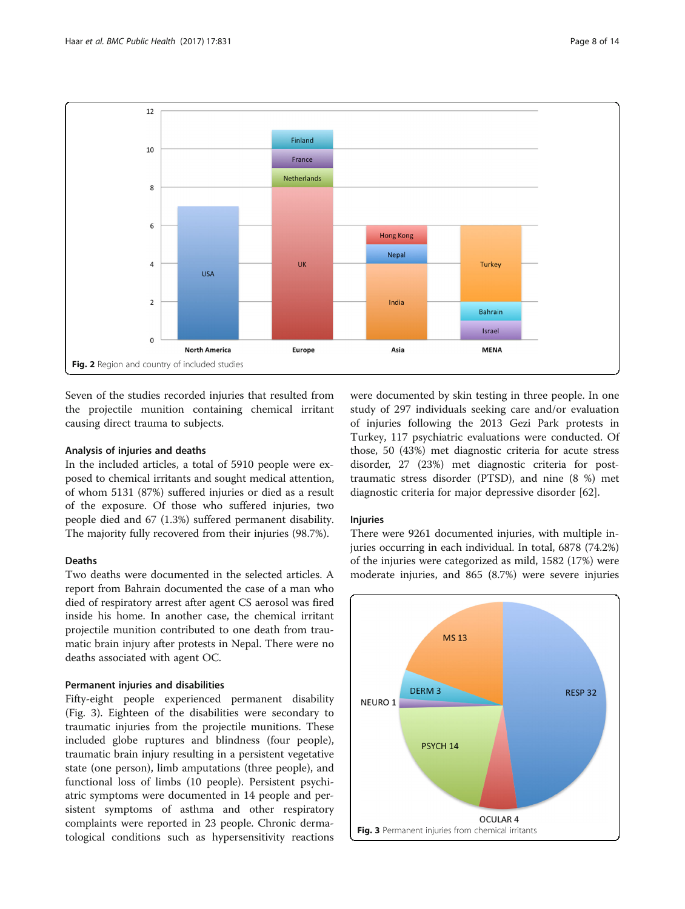12

10

8

6

4

2

0

North America

Europe

Asia

MENA

USA

UK

Netherlands

France

Finland

India

Nepal

Hong Kong

Turkey

Bahrain

Israel

**Fig. 2** Region and country of included studies

Seven of the studies recorded injuries that resulted from the projectile munition containing chemical irritant causing direct trauma to subjects.

### Analysis of injuries and deaths

In the included articles, a total of 5910 people were exposed to chemical irritants and sought medical attention, of whom 5131 (87%) suffered injuries or died as a result of the exposure. Of those who suffered injuries, two people died and 67 (1.3%) suffered permanent disability. The majority fully recovered from their injuries (98.7%).

### Deaths

Two deaths were documented in the selected articles. A report from Bahrain documented the case of a man who died of respiratory arrest after agent CS aerosol was fired inside his home. In another case, the chemical irritant projectile munition contributed to one death from traumatic brain injury after protests in Nepal. There were no deaths associated with agent OC.

### Permanent injuries and disabilities

Fifty-eight people experienced permanent disability (Fig. 3). Eighteen of the disabilities were secondary to traumatic injuries from the projectile munitions. These included globe ruptures and blindness (four people), traumatic brain injury resulting in a persistent vegetative state (one person), limb amputations (three people), and functional loss of limbs (10 people). Persistent psychiatric symptoms were documented in 14 people and persistent symptoms of asthma and other respiratory complaints were reported in 23 people. Chronic dermatological conditions such as hypersensitivity reactions were documented by skin testing in three people. In one study of 297 individuals seeking care and/or evaluation of injuries following the 2013 Gezi Park protests in Turkey, 117 psychiatric evaluations were conducted. Of those, 50 (43%) met diagnostic criteria for acute stress disorder, 27 (23%) met diagnostic criteria for post-traumatic stress disorder (PTSD), and nine (8 %) met diagnostic criteria for major depressive disorder [62].

### Injuries

There were 9261 documented injuries, with multiple injuries occurring in each individual. In total, 6878 (74.2%) of the injuries were categorized as mild, 1582 (17%) were moderate injuries, and 865 (8.7%) were severe injuries

MS 13

DERM 3

NEURO 1

PSYCH 14

RESP 32

OCULAR 4

**Fig. 3** Permanent injuries from chemical irritants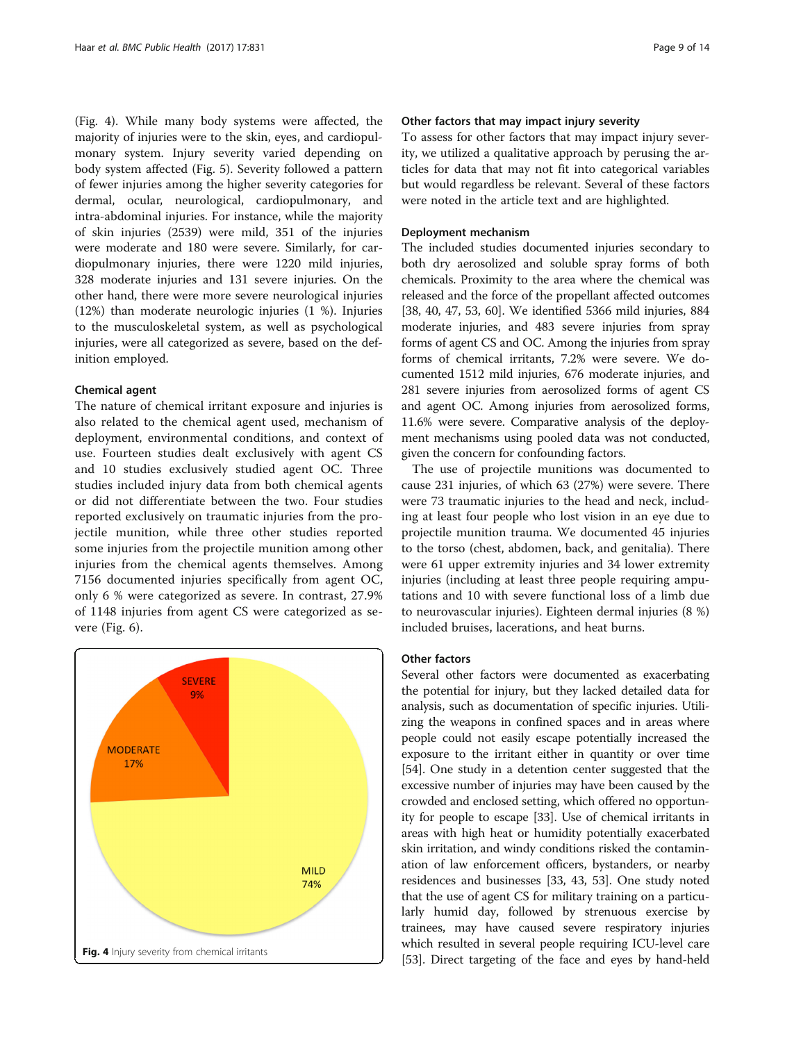(Fig. 4). While many body systems were affected, the majority of injuries were to the skin, eyes, and cardiopulmonary system. Injury severity varied depending on body system affected (Fig. 5). Severity followed a pattern of fewer injuries among the higher severity categories for dermal, ocular, neurological, cardiopulmonary, and intra-abdominal injuries. For instance, while the majority of skin injuries (2539) were mild, 351 of the injuries were moderate and 180 were severe. Similarly, for cardiopulmonary injuries, there were 1220 mild injuries, 328 moderate injuries and 131 severe injuries. On the other hand, there were more severe neurological injuries (12%) than moderate neurologic injuries (1 %). Injuries to the musculoskeletal system, as well as psychological injuries, were all categorized as severe, based on the definition employed.

### Chemical agent

The nature of chemical irritant exposure and injuries is also related to the chemical agent used, mechanism of deployment, environmental conditions, and context of use. Fourteen studies dealt exclusively with agent CS and 10 studies exclusively studied agent OC. Three studies included injury data from both chemical agents or did not differentiate between the two. Four studies reported exclusively on traumatic injuries from the projectile munition, while three other studies reported some injuries from the projectile munition among other injuries from the chemical agents themselves. Among 7156 documented injuries specifically from agent OC, only 6 % were categorized as severe. In contrast, 27.9% of 1148 injuries from agent CS were categorized as severe (Fig. 6).

SEVERE
9%

MODERATE
17%

MILD
74%

**Fig. 4** Injury severity from chemical irritants

### Other factors that may impact injury severity

To assess for other factors that may impact injury severity, we utilized a qualitative approach by perusing the articles for data that may not fit into categorical variables but would regardless be relevant. Several of these factors were noted in the article text and are highlighted.

### Deployment mechanism

The included studies documented injuries secondary to both dry aerosolized and soluble spray forms of both chemicals. Proximity to the area where the chemical was released and the force of the propellant affected outcomes [38, 40, 47, 53, 60]. We identified 5366 mild injuries, 884 moderate injuries, and 483 severe injuries from spray forms of agent CS and OC. Among the injuries from spray forms of chemical irritants, 7.2% were severe. We documented 1512 mild injuries, 676 moderate injuries, and 281 severe injuries from aerosolized forms of agent CS and agent OC. Among injuries from aerosolized forms, 11.6% were severe. Comparative analysis of the deployment mechanisms using pooled data was not conducted, given the concern for confounding factors.

The use of projectile munitions was documented to cause 231 injuries, of which 63 (27%) were severe. There were 73 traumatic injuries to the head and neck, including at least four people who lost vision in an eye due to projectile munition trauma. We documented 45 injuries to the torso (chest, abdomen, back, and genitalia). There were 61 upper extremity injuries and 34 lower extremity injuries (including at least three people requiring amputations and 10 with severe functional loss of a limb due to neurovascular injuries). Eighteen dermal injuries (8 %) included bruises, lacerations, and heat burns.

### Other factors

Several other factors were documented as exacerbating the potential for injury, but they lacked detailed data for analysis, such as documentation of specific injuries. Utilizing the weapons in confined spaces and in areas where people could not easily escape potentially increased the exposure to the irritant either in quantity or over time [54]. One study in a detention center suggested that the excessive number of injuries may have been caused by the crowded and enclosed setting, which offered no opportunity for people to escape [33]. Use of chemical irritants in areas with high heat or humidity potentially exacerbated skin irritation, and windy conditions risked the contamination of law enforcement officers, bystanders, or nearby residences and businesses [33, 43, 53]. One study noted that the use of agent CS for military training on a particularly humid day, followed by strenuous exercise by trainees, may have caused severe respiratory injuries which resulted in several people requiring ICU-level care [53]. Direct targeting of the face and eyes by hand-held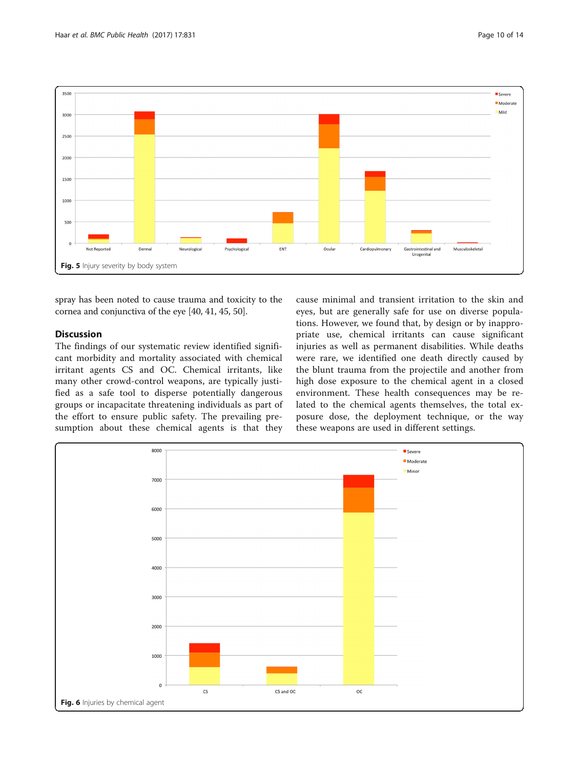3500
3000
2500
2000
1500
1000
500
0

Severe
Moderate
Mild

Not Reported
Dermal
Neurological
Psychological
ENT
Ocular
Cardiopulmonary
Gastrointestinal and Urogenital
Musculoskeletal

**Fig. 5** Injury severity by body system

spray has been noted to cause trauma and toxicity to the cornea and conjunctiva of the eye [40, 41, 45, 50].

## Discussion

The findings of our systematic review identified significant morbidity and mortality associated with chemical irritant agents CS and OC. Chemical irritants, like many other crowd-control weapons, are typically justified as a safe tool to disperse potentially dangerous groups or incapacitate threatening individuals as part of the effort to ensure public safety. The prevailing presumption about these chemical agents is that they cause minimal and transient irritation to the skin and eyes, but are generally safe for use on diverse populations. However, we found that, by design or by inappropriate use, chemical irritants can cause significant injuries as well as permanent disabilities. While deaths were rare, we identified one death directly caused by the blunt trauma from the projectile and another from high dose exposure to the chemical agent in a closed environment. These health consequences may be related to the chemical agents themselves, the total exposure dose, the deployment technique, or the way these weapons are used in different settings.

8000
7000
6000
5000
4000
3000
2000
1000
0

Severe
Moderate
Minor

CS
CS and OC
OC

**Fig. 6** Injuries by chemical agent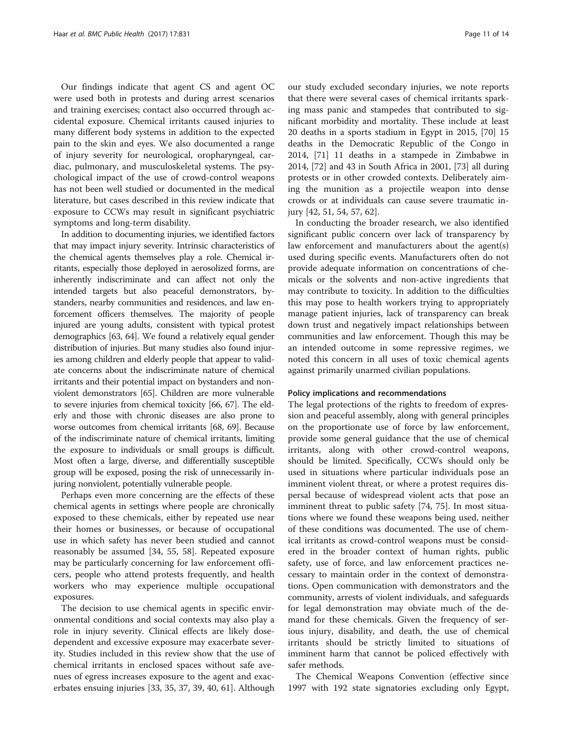Our findings indicate that agent CS and agent OC were used both in protests and during arrest scenarios and training exercises; contact also occurred through accidental exposure. Chemical irritants caused injuries to many different body systems in addition to the expected pain to the skin and eyes. We also documented a range of injury severity for neurological, oropharyngeal, cardiac, pulmonary, and musculoskeletal systems. The psychological impact of the use of crowd-control weapons has not been well studied or documented in the medical literature, but cases described in this review indicate that exposure to CCWs may result in significant psychiatric symptoms and long-term disability.

In addition to documenting injuries, we identified factors that may impact injury severity. Intrinsic characteristics of the chemical agents themselves play a role. Chemical irritants, especially those deployed in aerosolized forms, are inherently indiscriminate and can affect not only the intended targets but also peaceful demonstrators, bystanders, nearby communities and residences, and law enforcement officers themselves. The majority of people injured are young adults, consistent with typical protest demographics [63, 64]. We found a relatively equal gender distribution of injuries. But many studies also found injuries among children and elderly people that appear to validate concerns about the indiscriminate nature of chemical irritants and their potential impact on bystanders and nonviolent demonstrators [65]. Children are more vulnerable to severe injuries from chemical toxicity [66, 67]. The elderly and those with chronic diseases are also prone to worse outcomes from chemical irritants [68, 69]. Because of the indiscriminate nature of chemical irritants, limiting the exposure to individuals or small groups is difficult. Most often a large, diverse, and differentially susceptible group will be exposed, posing the risk of unnecessarily injuring nonviolent, potentially vulnerable people.

Perhaps even more concerning are the effects of these chemical agents in settings where people are chronically exposed to these chemicals, either by repeated use near their homes or businesses, or because of occupational use in which safety has never been studied and cannot reasonably be assumed [34, 55, 58]. Repeated exposure may be particularly concerning for law enforcement officers, people who attend protests frequently, and health workers who may experience multiple occupational exposures.

The decision to use chemical agents in specific environmental conditions and social contexts may also play a role in injury severity. Clinical effects are likely dose-dependent and excessive exposure may exacerbate severity. Studies included in this review show that the use of chemical irritants in enclosed spaces without safe avenues of egress increases exposure to the agent and exacerbates ensuing injuries [33, 35, 37, 39, 40, 61]. Although our study excluded secondary injuries, we note reports that there were several cases of chemical irritants sparking mass panic and stampedes that contributed to significant morbidity and mortality. These include at least 20 deaths in a sports stadium in Egypt in 2015, [70] 15 deaths in the Democratic Republic of the Congo in 2014, [71] 11 deaths in a stampede in Zimbabwe in 2014, [72] and 43 in South Africa in 2001, [73] all during protests or in other crowded contexts. Deliberately aiming the munition as a projectile weapon into dense crowds or at individuals can cause severe traumatic injury [42, 51, 54, 57, 62].

In conducting the broader research, we also identified significant public concern over lack of transparency by law enforcement and manufacturers about the agent(s) used during specific events. Manufacturers often do not provide adequate information on concentrations of chemicals or the solvents and non-active ingredients that may contribute to toxicity. In addition to the difficulties this may pose to health workers trying to appropriately manage patient injuries, lack of transparency can break down trust and negatively impact relationships between communities and law enforcement. Though this may be an intended outcome in some repressive regimes, we noted this concern in all uses of toxic chemical agents against primarily unarmed civilian populations.

#### Policy implications and recommendations

The legal protections of the rights to freedom of expression and peaceful assembly, along with general principles on the proportionate use of force by law enforcement, provide some general guidance that the use of chemical irritants, along with other crowd-control weapons, should be limited. Specifically, CCWs should only be used in situations where particular individuals pose an imminent violent threat, or where a protest requires dispersal because of widespread violent acts that pose an imminent threat to public safety [74, 75]. In most situations where we found these weapons being used, neither of these conditions was documented. The use of chemical irritants as crowd-control weapons must be considered in the broader context of human rights, public safety, use of force, and law enforcement practices necessary to maintain order in the context of demonstrations. Open communication with demonstrators and the community, arrests of violent individuals, and safeguards for legal demonstration may obviate much of the demand for these chemicals. Given the frequency of serious injury, disability, and death, the use of chemical irritants should be strictly limited to situations of imminent harm that cannot be policed effectively with safer methods.

The Chemical Weapons Convention (effective since 1997 with 192 state signatories excluding only Egypt,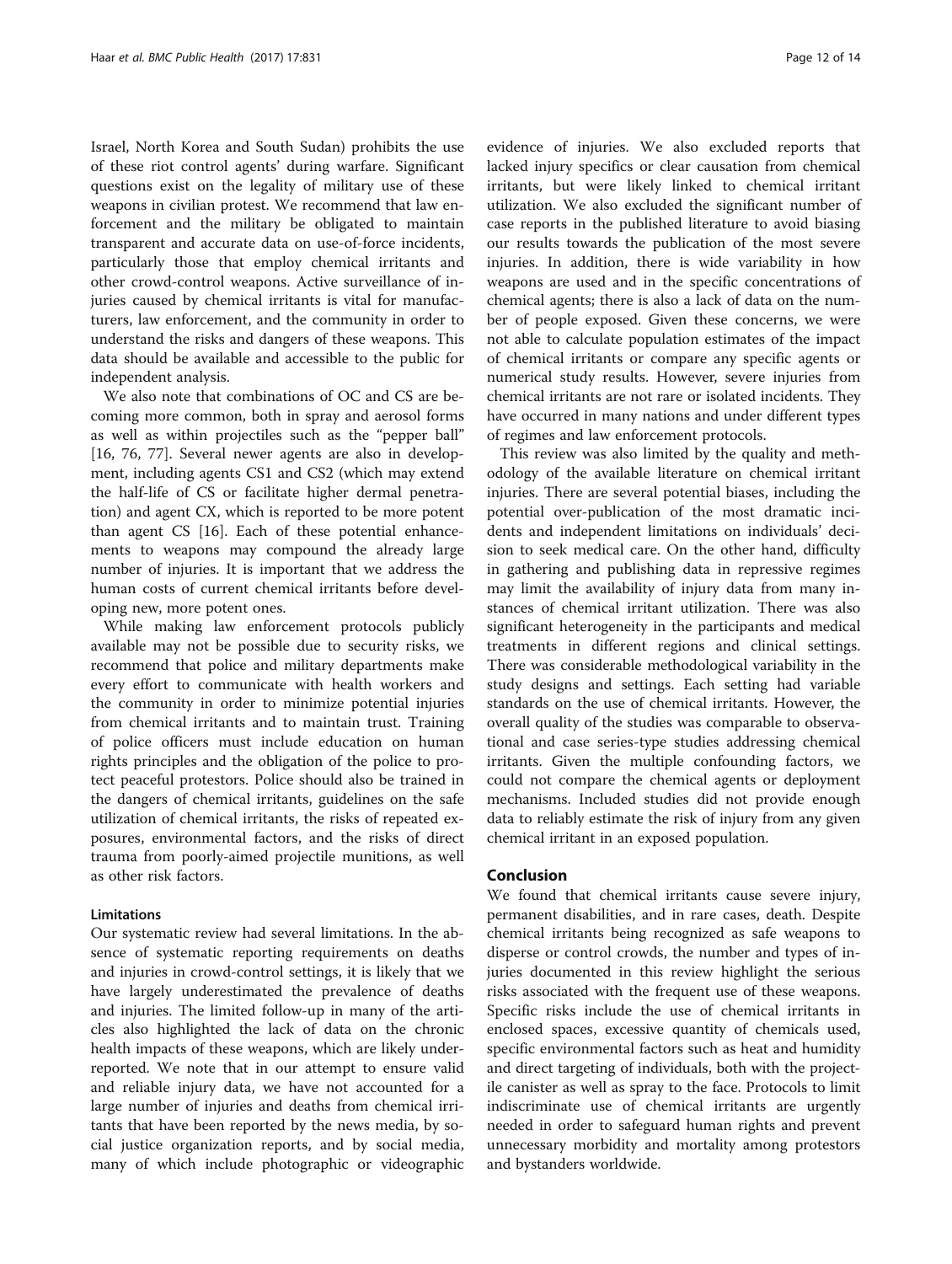Israel, North Korea and South Sudan) prohibits the use of these riot control agents' during warfare. Significant questions exist on the legality of military use of these weapons in civilian protest. We recommend that law enforcement and the military be obligated to maintain transparent and accurate data on use-of-force incidents, particularly those that employ chemical irritants and other crowd-control weapons. Active surveillance of injuries caused by chemical irritants is vital for manufacturers, law enforcement, and the community in order to understand the risks and dangers of these weapons. This data should be available and accessible to the public for independent analysis.

We also note that combinations of OC and CS are becoming more common, both in spray and aerosol forms as well as within projectiles such as the "pepper ball" [16, 76, 77]. Several newer agents are also in development, including agents CS1 and CS2 (which may extend the half-life of CS or facilitate higher dermal penetration) and agent CX, which is reported to be more potent than agent CS [16]. Each of these potential enhancements to weapons may compound the already large number of injuries. It is important that we address the human costs of current chemical irritants before developing new, more potent ones.

While making law enforcement protocols publicly available may not be possible due to security risks, we recommend that police and military departments make every effort to communicate with health workers and the community in order to minimize potential injuries from chemical irritants and to maintain trust. Training of police officers must include education on human rights principles and the obligation of the police to protect peaceful protestors. Police should also be trained in the dangers of chemical irritants, guidelines on the safe utilization of chemical irritants, the risks of repeated exposures, environmental factors, and the risks of direct trauma from poorly-aimed projectile munitions, as well as other risk factors.

#### Limitations

Our systematic review had several limitations. In the absence of systematic reporting requirements on deaths and injuries in crowd-control settings, it is likely that we have largely underestimated the prevalence of deaths and injuries. The limited follow-up in many of the articles also highlighted the lack of data on the chronic health impacts of these weapons, which are likely underreported. We note that in our attempt to ensure valid and reliable injury data, we have not accounted for a large number of injuries and deaths from chemical irritants that have been reported by the news media, by social justice organization reports, and by social media, many of which include photographic or videographic evidence of injuries. We also excluded reports that lacked injury specifics or clear causation from chemical irritants, but were likely linked to chemical irritant utilization. We also excluded the significant number of case reports in the published literature to avoid biasing our results towards the publication of the most severe injuries. In addition, there is wide variability in how weapons are used and in the specific concentrations of chemical agents; there is also a lack of data on the number of people exposed. Given these concerns, we were not able to calculate population estimates of the impact of chemical irritants or compare any specific agents or numerical study results. However, severe injuries from chemical irritants are not rare or isolated incidents. They have occurred in many nations and under different types of regimes and law enforcement protocols.

This review was also limited by the quality and methodology of the available literature on chemical irritant injuries. There are several potential biases, including the potential over-publication of the most dramatic incidents and independent limitations on individuals' decision to seek medical care. On the other hand, difficulty in gathering and publishing data in repressive regimes may limit the availability of injury data from many instances of chemical irritant utilization. There was also significant heterogeneity in the participants and medical treatments in different regions and clinical settings. There was considerable methodological variability in the study designs and settings. Each setting had variable standards on the use of chemical irritants. However, the overall quality of the studies was comparable to observational and case series-type studies addressing chemical irritants. Given the multiple confounding factors, we could not compare the chemical agents or deployment mechanisms. Included studies did not provide enough data to reliably estimate the risk of injury from any given chemical irritant in an exposed population.

## Conclusion

We found that chemical irritants cause severe injury, permanent disabilities, and in rare cases, death. Despite chemical irritants being recognized as safe weapons to disperse or control crowds, the number and types of injuries documented in this review highlight the serious risks associated with the frequent use of these weapons. Specific risks include the use of chemical irritants in enclosed spaces, excessive quantity of chemicals used, specific environmental factors such as heat and humidity and direct targeting of individuals, both with the projectile canister as well as spray to the face. Protocols to limit indiscriminate use of chemical irritants are urgently needed in order to safeguard human rights and prevent unnecessary morbidity and mortality among protestors and bystanders worldwide.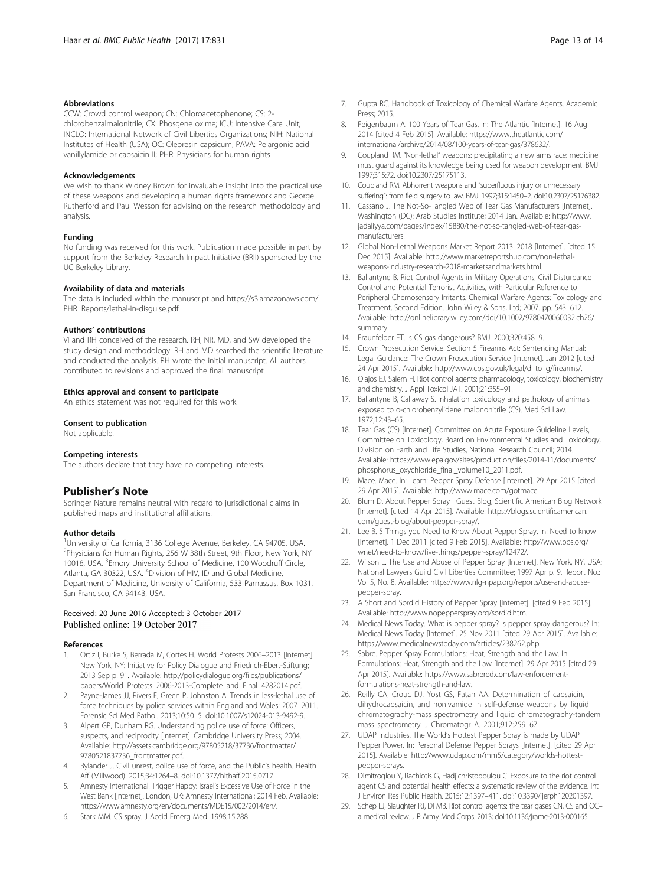### Abbreviations

CCW: Crowd control weapon; CN: Chloroacetophenone; CS: 2-chlorobenzalmalonitrile; CX: Phosgene oxime; ICU: Intensive Care Unit; INCLO: International Network of Civil Liberties Organizations; NIH: National Institutes of Health (USA); OC: Oleoresin capsicum; PAVA: Pelargonic acid vanillylamide or capsaicin II; PHR: Physicians for human rights

### Acknowledgements

We wish to thank Widney Brown for invaluable insight into the practical use of these weapons and developing a human rights framework and George Rutherford and Paul Wesson for advising on the research methodology and analysis.

### Funding

No funding was received for this work. Publication made possible in part by support from the Berkeley Research Impact Initiative (BRII) sponsored by the UC Berkeley Library.

### Availability of data and materials

The data is included within the manuscript and https://s3.amazonaws.com/PHR_Reports/lethal-in-disguise.pdf.

### Authors' contributions

VI and RH conceived of the research. RH, NR, MD, and SW developed the study design and methodology. RH and MD searched the scientific literature and conducted the analysis. RH wrote the initial manuscript. All authors contributed to revisions and approved the final manuscript.

### Ethics approval and consent to participate

An ethics statement was not required for this work.

### Consent to publication

Not applicable.

### Competing interests

The authors declare that they have no competing interests.

## Publisher's Note

Springer Nature remains neutral with regard to jurisdictional claims in published maps and institutional affiliations.

### Author details

[1]University of California, 3136 College Avenue, Berkeley, CA 94705, USA. [2]Physicians for Human Rights, 256 W 38th Street, 9th Floor, New York, NY 10018, USA. [3]Emory University School of Medicine, 100 Woodruff Circle, Atlanta, GA 30322, USA. [4]Division of HIV, ID and Global Medicine, Department of Medicine, University of California, 533 Parnassus, Box 1031, San Francisco, CA 94143, USA.

Received: 20 June 2016 Accepted: 3 October 2017
Published online: 19 October 2017

### References

1. Ortiz I, Burke S, Berrada M, Cortes H. World Protests 2006–2013 [Internet]. New York, NY: Initiative for Policy Dialogue and Friedrich-Ebert-Stiftung; 2013 Sep p. 91. Available: http://policydialogue.org/files/publications/papers/World_Protests_2006-2013-Complete_and_Final_4282014.pdf.
2. Payne-James JJ, Rivers E, Green P, Johnston A. Trends in less-lethal use of force techniques by police services within England and Wales: 2007–2011. Forensic Sci Med Pathol. 2013;10:50–5. doi:10.1007/s12024-013-9492-9.
3. Alpert GP, Dunham RG. Understanding police use of force: Officers, suspects, and reciprocity [Internet]. Cambridge University Press; 2004. Available: http://assets.cambridge.org/97805218/37736/frontmatter/9780521837736_frontmatter.pdf.
4. Bylander J. Civil unrest, police use of force, and the Public's health. Health Aff (Millwood). 2015;34:1264–8. doi:10.1377/hlthaff.2015.0717.
5. Amnesty International. Trigger Happy: Israel's Excessive Use of Force in the West Bank [Internet]. London, UK: Amnesty International; 2014 Feb. Available: https://www.amnesty.org/en/documents/MDE15/002/2014/en/.
6. Stark MM. CS spray. J Accid Emerg Med. 1998;15:288.
7. Gupta RC. Handbook of Toxicology of Chemical Warfare Agents. Academic Press; 2015.
8. Feigenbaum A. 100 Years of Tear Gas. In: The Atlantic [Internet]. 16 Aug 2014 [cited 4 Feb 2015]. Available: https://www.theatlantic.com/international/archive/2014/08/100-years-of-tear-gas/378632/.
9. Coupland RM. "Non-lethal" weapons: precipitating a new arms race: medicine must guard against its knowledge being used for weapon development. BMJ. 1997;315:72. doi:10.2307/25175113.
10. Coupland RM. Abhorrent weapons and "superfluous injury or unnecessary suffering": from field surgery to law. BMJ. 1997;315:1450–2. doi:10.2307/25176382.
11. Cassano J. The Not-So-Tangled Web of Tear Gas Manufacturers [Internet]. Washington (DC): Arab Studies Institute; 2014 Jan. Available: http://www.jadaliyya.com/pages/index/15880/the-not-so-tangled-web-of-tear-gas-manufacturers.
12. Global Non-Lethal Weapons Market Report 2013–2018 [Internet]. [cited 15 Dec 2015]. Available: http://www.marketreportshub.com/non-lethal-weapons-industry-research-2018-marketsandmarkets.html.
13. Ballantyne B. Riot Control Agents in Military Operations, Civil Disturbance Control and Potential Terrorist Activities, with Particular Reference to Peripheral Chemosensory Irritants. Chemical Warfare Agents: Toxicology and Treatment, Second Edition. John Wiley & Sons, Ltd; 2007. pp. 543–612. Available: http://onlinelibrary.wiley.com/doi/10.1002/9780470060032.ch26/summary.
14. Fraunfelder FT. Is CS gas dangerous? BMJ. 2000;320:458–9.
15. Crown Prosecution Service. Section 5 Firearms Act: Sentencing Manual: Legal Guidance: The Crown Prosecution Service [Internet]. Jan 2012 [cited 24 Apr 2015]. Available: http://www.cps.gov.uk/legal/d_to_g/firearms/.
16. Olajos EJ, Salem H. Riot control agents: pharmacology, toxicology, biochemistry and chemistry. J Appl Toxicol JAT. 2001;21:355–91.
17. Ballantyne B, Callaway S. Inhalation toxicology and pathology of animals exposed to o-chlorobenzylidene malononitrile (CS). Med Sci Law. 1972;12:43–65.
18. Tear Gas (CS) [Internet]. Committee on Acute Exposure Guideline Levels, Committee on Toxicology, Board on Environmental Studies and Toxicology, Division on Earth and Life Studies, National Research Council; 2014. Available: https://www.epa.gov/sites/production/files/2014-11/documents/phosphorus_oxychloride_final_volume10_2011.pdf.
19. Mace. Mace. In: Learn: Pepper Spray Defense [Internet]. 29 Apr 2015 [cited 29 Apr 2015]. Available: http://www.mace.com/gotmace.
20. Blum D. About Pepper Spray | Guest Blog, Scientific American Blog Network [Internet]. [cited 14 Apr 2015]. Available: https://blogs.scientificamerican.com/guest-blog/about-pepper-spray/.
21. Lee B. 5 Things you Need to Know About Pepper Spray. In: Need to know [Internet]. 1 Dec 2011 [cited 9 Feb 2015]. Available: http://www.pbs.org/wnet/need-to-know/five-things/pepper-spray/12472/.
22. Wilson L. The Use and Abuse of Pepper Spray [Internet]. New York, NY, USA: National Lawyers Guild Civil Liberties Committee; 1997 Apr p. 9. Report No.: Vol 5, No. 8. Available: https://www.nlg-npap.org/reports/use-and-abuse-pepper-spray.
23. A Short and Sordid History of Pepper Spray [Internet]. [cited 9 Feb 2015]. Available: http://www.nopepperspray.org/sordid.htm.
24. Medical News Today. What is pepper spray? Is pepper spray dangerous? In: Medical News Today [Internet]. 25 Nov 2011 [cited 29 Apr 2015]. Available: https://www.medicalnewstoday.com/articles/238262.php.
25. Sabre. Pepper Spray Formulations: Heat, Strength and the Law. In: Formulations: Heat, Strength and the Law [Internet]. 29 Apr 2015 [cited 29 Apr 2015]. Available: https://www.sabrered.com/law-enforcement-formulations-heat-strength-and-law.
26. Reilly CA, Crouc DJ, Yost GS, Fatah AA. Determination of capsaicin, dihydrocapsaicin, and nonivamide in self-defense weapons by liquid chromatography-mass spectrometry and liquid chromatography-tandem mass spectrometry. J Chromatogr A. 2001;912:259–67.
27. UDAP Industries. The World's Hottest Pepper Spray is made by UDAP Pepper Power. In: Personal Defense Pepper Sprays [Internet]. [cited 29 Apr 2015]. Available: http://www.udap.com/mm5/category/worlds-hottest-pepper-sprays.
28. Dimitroglou Y, Rachiotis G, Hadjichristodoulou C. Exposure to the riot control agent CS and potential health effects: a systematic review of the evidence. Int J Environ Res Public Health. 2015;12:1397–411. doi:10.3390/ijerph120201397.
29. Schep LJ, Slaughter RJ, DI MB. Riot control agents: the tear gases CN, CS and OC–a medical review. J R Army Med Corps. 2013; doi:10.1136/jramc-2013-000165.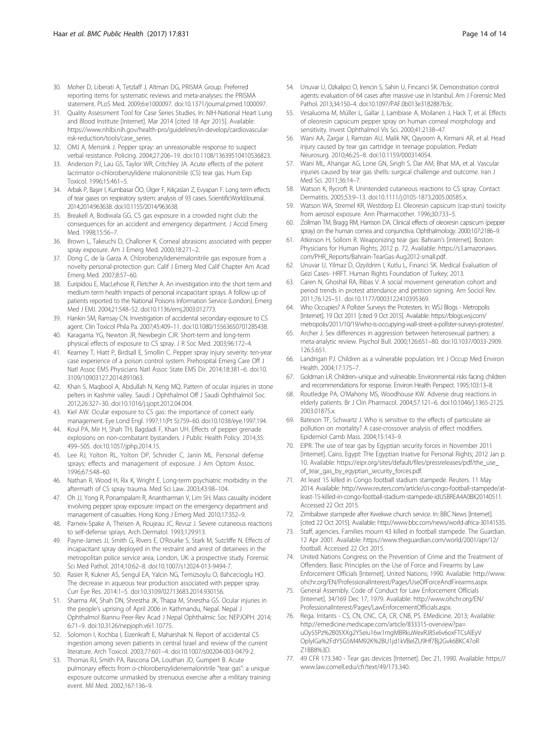30. Moher D, Liberati A, Tetzlaff J, Altman DG, PRISMA Group. Preferred reporting items for systematic reviews and meta-analyses: the PRISMA statement. PLoS Med. 2009;6:e1000097. doi:10.1371/journal.pmed.1000097.
31. Quality Assessment Tool for Case Series Studies. In: NIH-National Heart Lung and Blood Institute [Internet]. Mar 2014 [cited 18 Apr 2015]. Available: https://www.nhlbi.nih.gov/health-pro/guidelines/in-develop/cardiovascular-risk-reduction/tools/case_series.
32. OMJ A, Mensink J. Pepper spray: an unreasonable response to suspect verbal resistance. Policing. 2004;27:206–19. doi:10.1108/13639510410536823.
33. Anderson PJ, Lau GS, Taylor WR, Critchley JA. Acute effects of the potent lacrimator o-chlorobenzylidene malononitrile (CS) tear gas. Hum Exp Toxicol. 1996;15:461–5.
34. Arbak P, Başer I, Kumbasar ÖO, Ülger F, Kılıçaslan Z, Evyapan F. Long term effects of tear gases on respiratory system: analysis of 93 cases. ScientificWorldJournal. 2014;2014:963638. doi:10.1155/2014/963638.
35. Breakell A, Bodiwala GG. CS gas exposure in a crowded night club: the consequences for an accident and emergency department. J Accid Emerg Med. 1998;15:56–7.
36. Brown L, Takeuchi D, Challoner K. Corneal abrasions associated with pepper spray exposure. Am J Emerg Med. 2000;18:271–2.
37. Dong C, de la Garza A. Chlorobenzylidenemalonitrile gas exposure from a novelty personal-protection gun. Calif J Emerg Med Calif Chapter Am Acad Emerg Med. 2007;8:57–60.
38. Euripidou E, MacLehose R, Fletcher A. An investigation into the short term and medium term health impacts of personal incapacitant sprays. A follow up of patients reported to the National Poisons Information Service (London). Emerg Med J EMJ. 2004;21:548–52. doi:10.1136/emj.2003.012773.
39. Hankin SM, Ramsay CN. Investigation of accidental secondary exposure to CS agent. Clin Toxicol Phila Pa. 2007;45:409–11. doi:10.1080/15563650701285438.
40. Karagama YG, Newton JR, Newbegin CJR. Short-term and long-term physical effects of exposure to CS spray. J R Soc Med. 2003;96:172–4.
41. Kearney T, Hiatt P, Birdsall E, Smollin C. Pepper spray injury severity: ten-year case experience of a poison control system. Prehospital Emerg Care Off J Natl Assoc EMS Physicians Natl Assoc State EMS Dir. 2014;18:381–6. doi:10.3109/10903127.2014.891063.
42. Khan S, Maqbool A, Abdullah N, Keng MQ. Pattern of ocular injuries in stone pelters in Kashmir valley. Saudi J Ophthalmol Off J Saudi Ophthalmol Soc. 2012;26:327–30. doi:10.1016/j.sjopt.2012.04.004.
43. Kiel AW. Ocular exposure to CS gas: the importance of correct early management. Eye Lond Engl. 1997;11(Pt 5):759–60. doi:10.1038/eye.1997.194.
44. Koul PA, Mir H, Shah TH, Bagdadi F, Khan UH. Effects of pepper grenade explosions on non-combatant bystanders. J Public Health Policy. 2014;35:499–505. doi:10.1057/jphp.2014.15.
45. Lee RJ, Yolton RL, Yolton DP, Schnider C, Janin ML. Personal defense sprays: effects and management of exposure. J Am Optom Assoc. 1996;67:548–60.
46. Nathan R, Wood H, Rix K, Wright E. Long-term psychiatric morbidity in the aftermath of CS spray trauma. Med Sci Law. 2003;43:98–104.
47. Oh JJ, Yong R, Ponampalam R, Anantharman V, Lim SH. Mass casualty incident involving pepper spray exposure: impact on the emergency department and management of casualties. Hong Kong J Emerg Med. 2010;17:352–9.
48. Parneix-Spake A, Theisen A, Roujeau JC, Revuz J. Severe cutaneous reactions to self-defense sprays. Arch Dermatol. 1993;129:913.
49. Payne-James JJ, Smith G, Rivers E, O'Rourke S, Stark M, Sutcliffe N. Effects of incapacitant spray deployed in the restraint and arrest of detainees in the metropolitan police service area, London, UK: a prospective study. Forensic Sci Med Pathol. 2014;10:62–8. doi:10.1007/s12024-013-9494-7.
50. Rasier R, Kukner AS, Sengul EA, Yalcin NG, Temizsoylu O, Bahcecioglu HO. The decrease in aqueous tear production associated with pepper spray. Curr Eye Res. 2014:1–5. doi:10.3109/02713683.2014.930156.
51. Sharma AK, Shah DN, Shrestha JK, Thapa M, Shrestha GS. Ocular injuries in the people's uprising of April 2006 in Kathmandu, Nepal. Nepal J Ophthalmol Biannu Peer-Rev Acad J Nepal Ophthalmic Soc NEPJOPH. 2014;6:71–9. doi:10.3126/nepjoph.v6i1.10775.
52. Solomon I, Kochba I, Eizenkraft E, Maharshak N. Report of accidental CS ingestion among seven patients in central Israel and review of the current literature. Arch Toxicol. 2003;77:601–4. doi:10.1007/s00204-003-0479-2.
53. Thomas RJ, Smith PA, Rascona DA, Louthan JD, Gumpert B. Acute pulmonary effects from o-chlorobenzylidenemalonitrile "tear gas": a unique exposure outcome unmasked by strenuous exercise after a military training event. Mil Med. 2002;167:136–9.
54. Unuvar U, Ozkalipci O, Irencin S, Sahin U, Fincanci SK. Demonstration control agents: evaluation of 64 cases after massive use in Istanbul. Am J Forensic Med Pathol. 2013;34:150–4. doi:10.1097/PAF.0b013e3182887b3c.
55. Vesaluoma M, Müller L, Gallar J, Lambiase A, Moilanen J, Hack T, et al. Effects of oleoresin capsicum pepper spray on human corneal morphology and sensitivity. Invest Ophthalmol Vis Sci. 2000;41:2138–47.
56. Wani AA, Zargar J, Ramzan AU, Malik NK, Qayoom A, Kirmani AR, et al. Head injury caused by tear gas cartridge in teenage population. Pediatr Neurosurg. 2010;46:25–8. doi:10.1159/000314054.
57. Wani ML, Ahangar AG, Lone GN, Singh S, Dar AM, Bhat MA, et al. Vascular injuries caused by tear gas shells: surgical challenge and outcome. Iran J Med Sci. 2011;36:14–7.
58. Watson K, Rycroft R. Unintended cutaneous reactions to CS spray. Contact Dermatitis. 2005;53:9–13. doi:10.1111/j.0105-1873.2005.00585.x.
59. Watson WA, Stremel KR, Westdorp EJ. Oleoresin capsicum (cap-stun) toxicity from aerosol exposure. Ann Pharmacother. 1996;30:733–5.
60. Zollman TM, Bragg RM, Harrison DA. Clinical effects of oleoresin capsicum (pepper spray) on the human cornea and conjunctiva. Ophthalmology. 2000;107:2186–9.
61. Atkinson H, Sollom R. Weaponizing tear gas: Bahrain's [internet]. Boston: Physicians for Human Rights; 2012 p. 72. Available: https://s3.amazonaws.com/PHR_Reports/Bahrain-TearGas-Aug2012-small.pdf.
62. Unuvar U, Yilmaz D, Ozyildrim I, Kutlu L, Financi SK. Medical Evaluation of Gezi Cases- HRFT. Human Rights Foundation of Turkey; 2013.
63. Caren N, Ghoshal RA, Ribas V. A social movement generation cohort and period trends in protest attendance and petition signing. Am Sociol Rev. 2011;76:125–51. doi:10.1177/0003122410395369.
64. Who Occupies? A Pollster Surveys the Protesters. In: WSJ Blogs - Metropolis [Internet]. 19 Oct 2011 [cited 9 Oct 2015]. Available: https://blogs.wsj.com/metropolis/2011/10/19/who-is-occupying-wall-street-a-pollster-surveys-protester/.
65. Archer J. Sex differences in aggression between heterosexual partners: a meta-analytic review. Psychol Bull. 2000;126:651–80. doi:10.1037/0033-2909.126.5.651.
66. Landrigan PJ. Children as a vulnerable population. Int J Occup Med Environ Health. 2004;17:175–7.
67. Goldman LR. Children–unique and vulnerable. Environmental risks facing children and recommendations for response. Environ Health Perspect. 1995;103:13–8.
68. Routledge PA, O'Mahony MS, Woodhouse KW. Adverse drug reactions in elderly patients. Br J Clin Pharmacol. 2004;57:121–6. doi:10.1046/j.1365-2125.2003.01875.x.
69. Bateson TF, Schwartz J. Who is sensitive to the effects of particulate air pollution on mortality? A case-crossover analysis of effect modifiers. Epidemiol Camb Mass. 2004;15:143–9.
70. EIPR. The use of tear gas by Egyptian security forces in November 2011 [Internet]. Cairo, Egypt: THe Egyptian Iniative for Personal Rights; 2012 Jan p. 10. Available: https://eipr.org/sites/default/files/pressreleases/pdf/the_use_of_tear_gas_by_egyptian_security_forces.pdf.
71. At least 15 killed in Congo football stadium stampede. Reuters. 11 May 2014. Available: http://www.reuters.com/article/us-congo-football-stampede/at-least-15-killed-in-congo-football-stadium-stampede-idUSBREA4A0BK20140511. Accessed 22 Oct 2015.
72. Zimbabwe stampede after Kwekwe church service. In: BBC News [Internet]. [cited 22 Oct 2015]. Available: http://www.bbc.com/news/world-africa-30141535.
73. Staff, agencies. Families mourn 43 killed in football stampede. The Guardian. 12 Apr 2001. Available: https://www.theguardian.com/world/2001/apr/12/football. Accessed 22 Oct 2015.
74. United Nations Congress on the Prevention of Crime and the Treatment of Offenders. Basic Principles on the Use of Force and Firearms by Law Enforcement Officials [Internet]. United Nations; 1990. Available: http://www.ohchr.org/EN/ProfessionalInterest/Pages/UseOfForceAndFirearms.aspx.
75. General Assembly. Code of Conduct for Law Enforcement Officials [Internet]. 34/169 Dec 17, 1979. Available: http://www.ohchr.org/EN/ProfessionalInterest/Pages/LawEnforcementOfficials.aspx.
76. Rega. Irritants - CS, CN, CNC, CA, CR, CNB, PS. EMedicine. 2013; Available: http://emedicine.medscape.com/article/833315-overview?pa=uOy55Pz%2B05XXg2Y5eIu16w1mgMBRkuWexRJ85x6v6oxFTCsAIEyVOplylGa%2FdY5G5M4M92K%2BU1jd1kVBeIZU9Hf7Bj2Gvk6BKC47oRZ1BB8%3D.
77. 49 CFR 173.340 - Tear gas devices [Internet]. Dec 21, 1990. Available: https://www.law.cornell.edu/cfr/text/49/173.340.